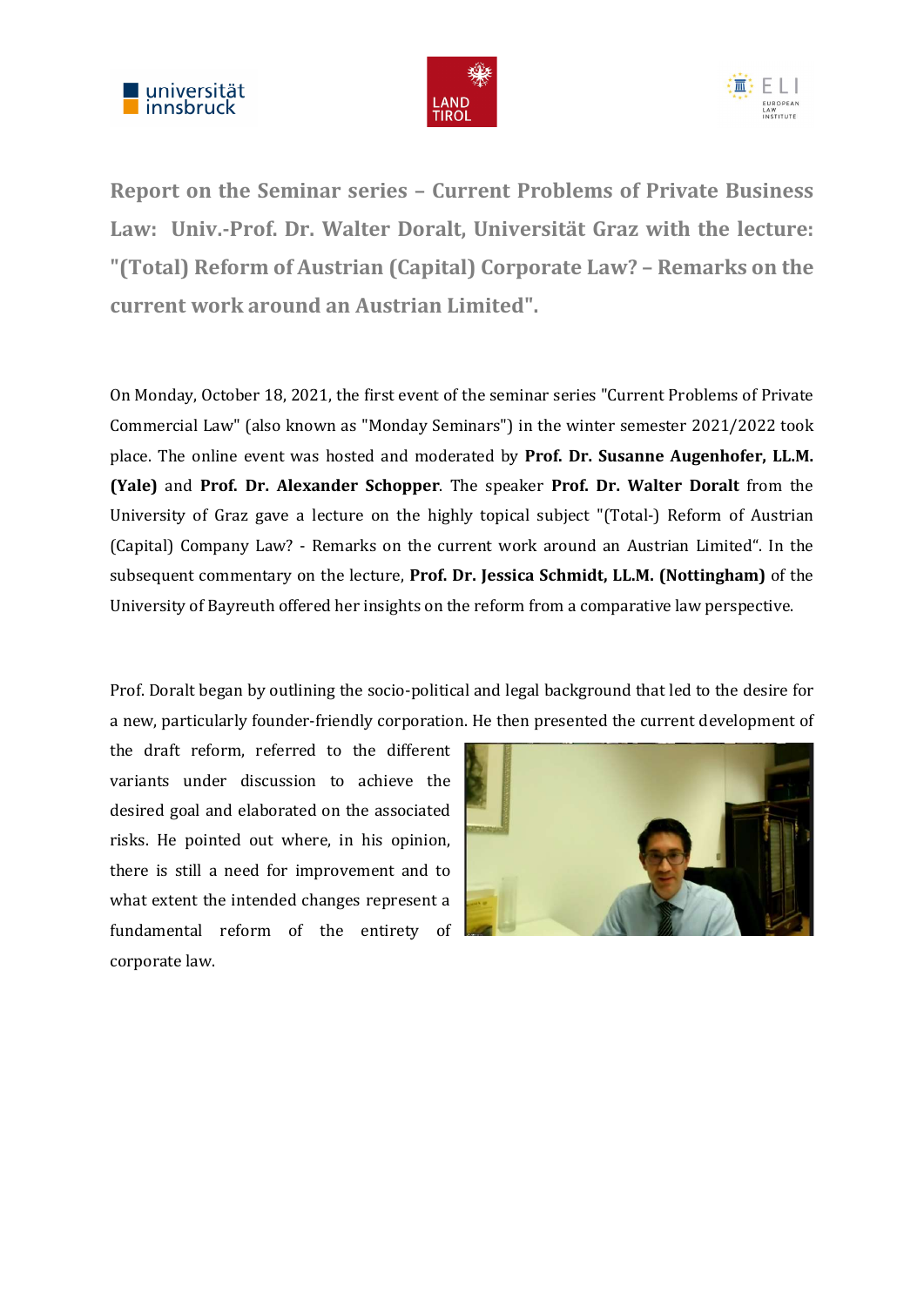# Report on the Seminar series – Current Problems of Private Business Law: Univ.-Prof. Dr. Walter Doralt, Universität Graz with the lecture: "(Total) Reform of Austrian (Capital) Corporate Law? – Remarks on the current work around an Austrian Limited".

On Monday, October 18, 2021, the first event of the seminar series "Current Problems of Private Commercial Law" (also known as "Monday Seminars") in the winter semester 2021/2022 took place. The online event was hosted and moderated by **Prof. Dr. Susanne Augenhofer, LL.M. (Yale)** and **Prof. Dr. Alexander Schopper**. The speaker **Prof. Dr. Walter Doralt** from the University of Graz gave a lecture on the highly topical subject "(Total-) Reform of Austrian (Capital) Company Law? - Remarks on the current work around an Austrian Limited“. In the subsequent commentary on the lecture, **Prof. Dr. Jessica Schmidt, LL.M. (Nottingham)** of the University of Bayreuth offered her insights on the reform from a comparative law perspective.

Prof. Doralt began by outlining the socio-political and legal background that led to the desire for a new, particularly founder-friendly corporation. He then presented the current development of the draft reform, referred to the different variants under discussion to achieve the desired goal and elaborated on the associated risks. He pointed out where, in his opinion, there is still a need for improvement and to what extent the intended changes represent a fundamental reform of the entirety of corporate law.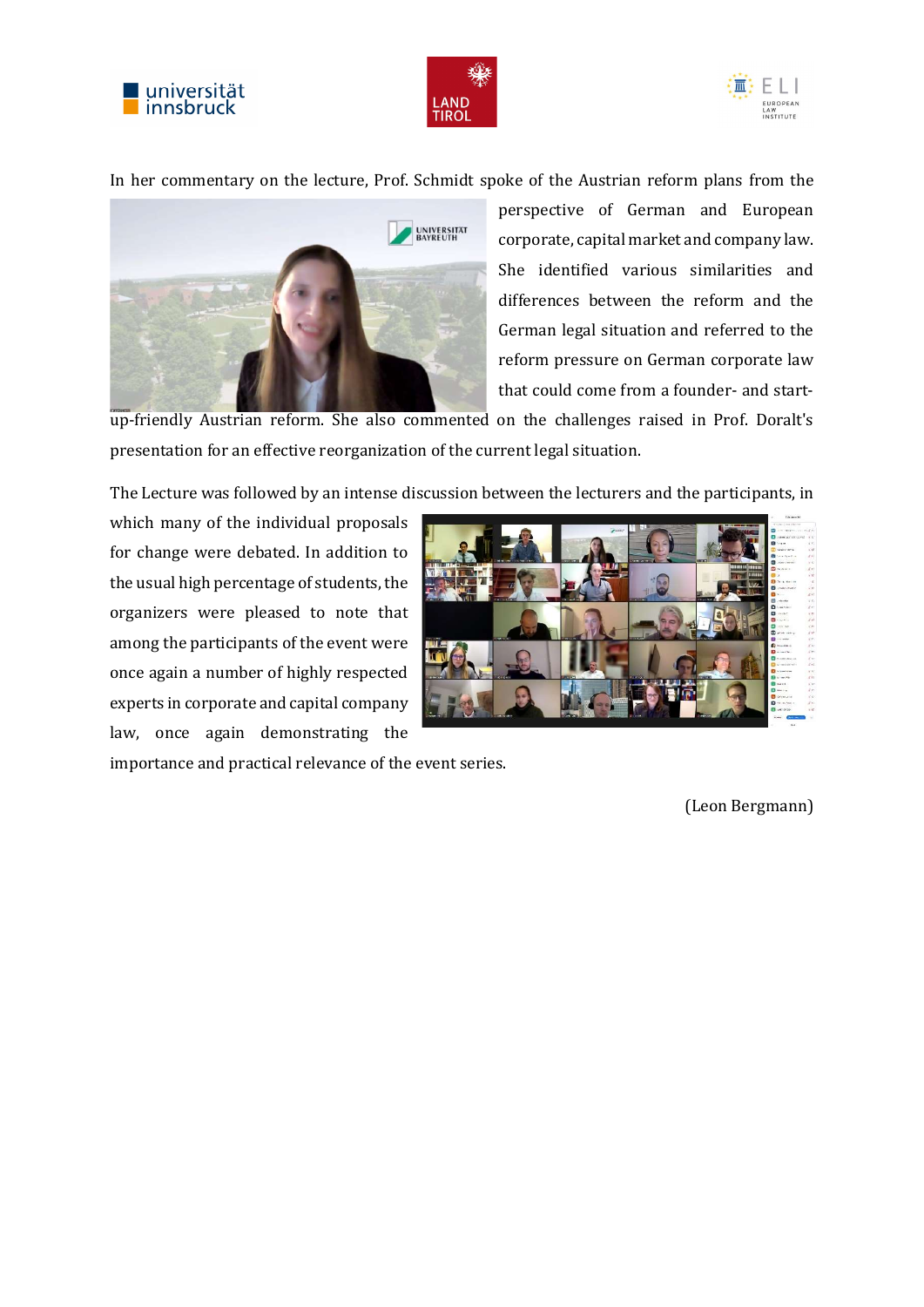In her commentary on the lecture, Prof. Schmidt spoke of the Austrian reform plans from the perspective of German and European corporate, capital market and company law. She identified various similarities and differences between the reform and the German legal situation and referred to the reform pressure on German corporate law that could come from a founder- and start-up-friendly Austrian reform. She also commented on the challenges raised in Prof. Dorait's presentation for an effective reorganization of the current legal situation.

The Lecture was followed by an intense discussion between the lecturers and the participants, in which many of the individual proposals for change were debated. In addition to the usual high percentage of students, the organizers were pleased to note that among the participants of the event were once again a number of highly respected experts in corporate and capital company law, once again demonstrating the importance and practical relevance of the event series.

(Leon Bergmann)